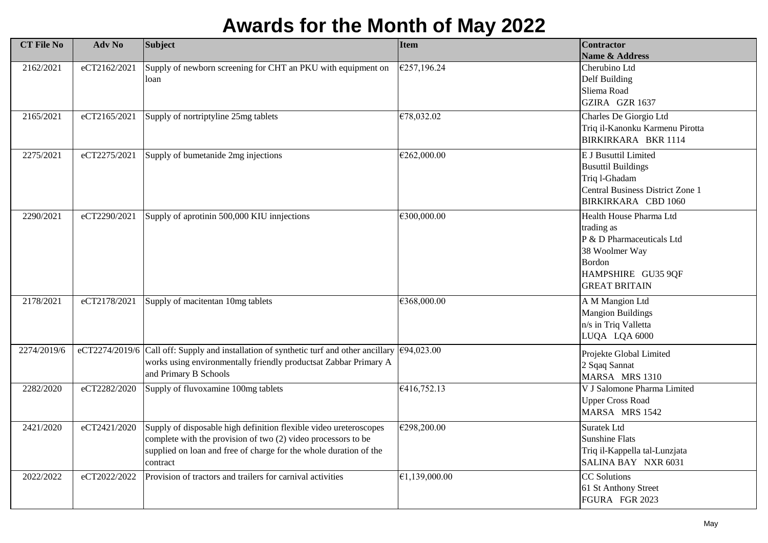# Awards for the Month of May 2022

| CT File No | Adv No | Subject | Item | Contractor Name & Address |
|---|---|---|---|---|
| 2162/2021 | eCT2162/2021 | Supply of newborn screening for CHT an PKU with equipment on loan | €257,196.24 | Cherubino Ltd<br>Delf Building<br>Sliema Road<br>GZIRA GZR 1637 |
| 2165/2021 | eCT2165/2021 | Supply of nortriptyline 25mg tablets | €78,032.02 | Charles De Giorgio Ltd<br>Triq il-Kanonku Karmenu Pirotta<br>BIRKIRKARA BKR 1114 |
| 2275/2021 | eCT2275/2021 | Supply of bumetanide 2mg injections | €262,000.00 | E J Busuttil Limited<br>Busuttil Buildings<br>Triq l-Ghadam<br>Central Business District Zone 1<br>BIRKIRKARA CBD 1060 |
| 2290/2021 | eCT2290/2021 | Supply of aprotinin 500,000 KIU innjections | €300,000.00 | Health House Pharma Ltd<br>trading as<br>P & D Pharmaceuticals Ltd<br>38 Woolmer Way<br>Bordon<br>HAMPSHIRE GU35 9QF<br>GREAT BRITAIN |
| 2178/2021 | eCT2178/2021 | Supply of macitentan 10mg tablets | €368,000.00 | A M Mangion Ltd<br>Mangion Buildings<br>n/s in Triq Valletta<br>LUQA LQA 6000 |
| 2274/2019/6 | eCT2274/2019/6 | Call off: Supply and installation of synthetic turf and other ancillary works using environmentally friendly productsat Zabbar Primary A and Primary B Schools | €94,023.00 | Projekte Global Limited<br>2 Sqaq Sannat<br>MARSA MRS 1310 |
| 2282/2020 | eCT2282/2020 | Supply of fluvoxamine 100mg tablets | €416,752.13 | V J Salomone Pharma Limited<br>Upper Cross Road<br>MARSA MRS 1542 |
| 2421/2020 | eCT2421/2020 | Supply of disposable high definition flexible video ureteroscopes complete with the provision of two (2) video processors to be supplied on loan and free of charge for the whole duration of the contract | €298,200.00 | Suratek Ltd<br>Sunshine Flats<br>Triq il-Kappella tal-Lunzjata<br>SALINA BAY NXR 6031 |
| 2022/2022 | eCT2022/2022 | Provision of tractors and trailers for carnival activities | €1,139,000.00 | CC Solutions<br>61 St Anthony Street<br>FGURA FGR 2023 |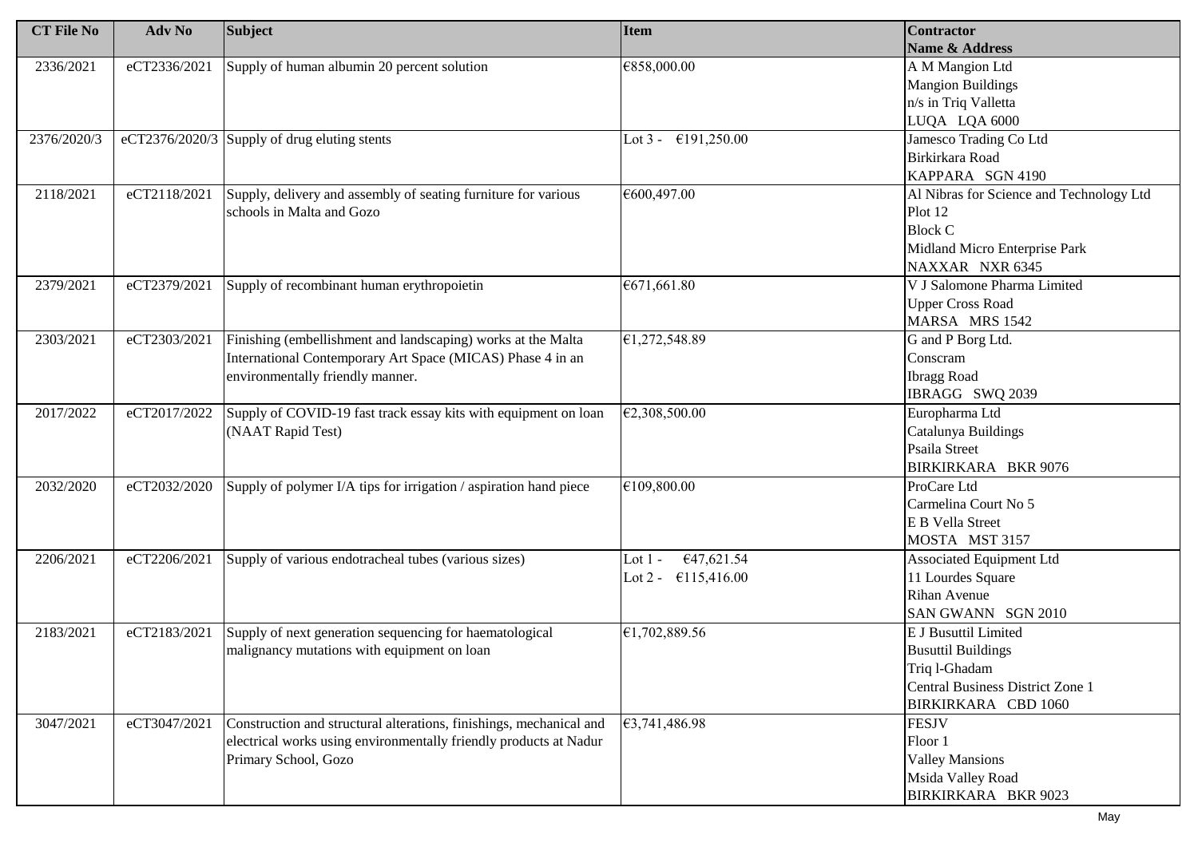| CT File No | Adv No | Subject | Item | Contractor Name & Address |
|---|---|---|---|---|
| 2336/2021 | eCT2336/2021 | Supply of human albumin 20 percent solution | €858,000.00 | A M Mangion Ltd<br>Mangion Buildings<br>n/s in Triq Valletta<br>LUQA LQA 6000 |
| 2376/2020/3 | eCT2376/2020/3 | Supply of drug eluting stents | Lot 3 - €191,250.00 | Jamesco Trading Co Ltd<br>Birkirkara Road<br>KAPPARA SGN 4190 |
| 2118/2021 | eCT2118/2021 | Supply, delivery and assembly of seating furniture for various schools in Malta and Gozo | €600,497.00 | Al Nibras for Science and Technology Ltd<br>Plot 12<br>Block C<br>Midland Micro Enterprise Park<br>NAXXAR NXR 6345 |
| 2379/2021 | eCT2379/2021 | Supply of recombinant human erythropoietin | €671,661.80 | V J Salomone Pharma Limited<br>Upper Cross Road<br>MARSA MRS 1542 |
| 2303/2021 | eCT2303/2021 | Finishing (embellishment and landscaping) works at the Malta International Contemporary Art Space (MICAS) Phase 4 in an environmentally friendly manner. | €1,272,548.89 | G and P Borg Ltd.<br>Conscram<br>Ibragg Road<br>IBRAGG SWQ 2039 |
| 2017/2022 | eCT2017/2022 | Supply of COVID-19 fast track essay kits with equipment on loan (NAAT Rapid Test) | €2,308,500.00 | Europharma Ltd<br>Catalunya Buildings<br>Psaila Street<br>BIRKIRKARA BKR 9076 |
| 2032/2020 | eCT2032/2020 | Supply of polymer I/A tips for irrigation / aspiration hand piece | €109,800.00 | ProCare Ltd<br>Carmelina Court No 5<br>E B Vella Street<br>MOSTA MST 3157 |
| 2206/2021 | eCT2206/2021 | Supply of various endotracheal tubes (various sizes) | Lot 1 - €47,621.54<br>Lot 2 - €115,416.00 | Associated Equipment Ltd<br>11 Lourdes Square<br>Rihan Avenue<br>SAN GWANN SGN 2010 |
| 2183/2021 | eCT2183/2021 | Supply of next generation sequencing for haematological malignancy mutations with equipment on loan | €1,702,889.56 | E J Busuttil Limited<br>Busuttil Buildings<br>Triq l-Ghadam<br>Central Business District Zone 1<br>BIRKIRKARA CBD 1060 |
| 3047/2021 | eCT3047/2021 | Construction and structural alterations, finishings, mechanical and electrical works using environmentally friendly products at Nadur Primary School, Gozo | €3,741,486.98 | FESJV<br>Floor 1<br>Valley Mansions<br>Msida Valley Road<br>BIRKIRKARA BKR 9023 |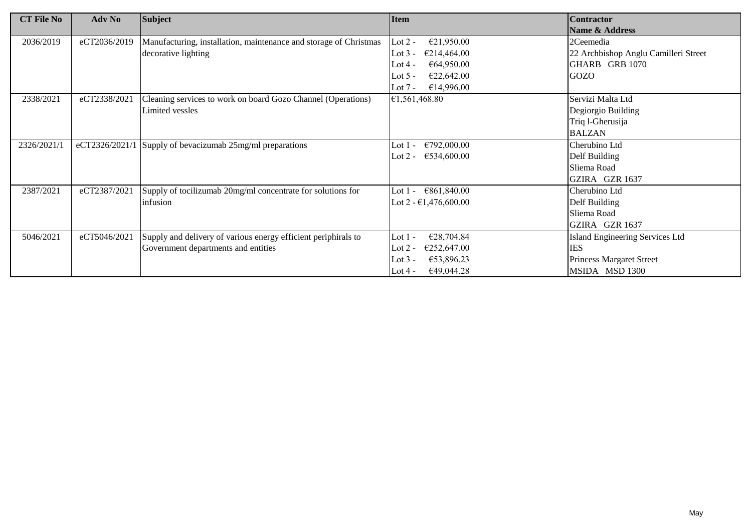| CT File No | Adv No | Subject | Item | Contractor Name & Address |
|---|---|---|---|---|
| 2036/2019 | eCT2036/2019 | Manufacturing, installation, maintenance and storage of Christmas decorative lighting | Lot 2 - €21,950.00<br>Lot 3 - €214,464.00<br>Lot 4 - €64,950.00<br>Lot 5 - €22,642.00<br>Lot 7 - €14,996.00 | 2Ceemedia<br>22 Archbishop Anglu Camilleri Street<br>GHARB GRB 1070<br>GOZO |
| 2338/2021 | eCT2338/2021 | Cleaning services to work on board Gozo Channel (Operations) Limited vessles | €1,561,468.80 | Servizi Malta Ltd<br>Degiorgio Building<br>Triq l-Gherusija<br>BALZAN |
| 2326/2021/1 | eCT2326/2021/1 | Supply of bevacizumab 25mg/ml preparations | Lot 1 - €792,000.00<br>Lot 2 - €534,600.00 | Cherubino Ltd<br>Delf Building<br>Sliema Road<br>GZIRA GZR 1637 |
| 2387/2021 | eCT2387/2021 | Supply of tocilizumab 20mg/ml concentrate for solutions for infusion | Lot 1 - €861,840.00<br>Lot 2 - €1,476,600.00 | Cherubino Ltd<br>Delf Building<br>Sliema Road<br>GZIRA GZR 1637 |
| 5046/2021 | eCT5046/2021 | Supply and delivery of various energy efficient periphirals to Government departments and entities | Lot 1 - €28,704.84<br>Lot 2 - €252,647.00<br>Lot 3 - €53,896.23<br>Lot 4 - €49,044.28 | Island Engineering Services Ltd<br>IES<br>Princess Margaret Street<br>MSIDA MSD 1300 |